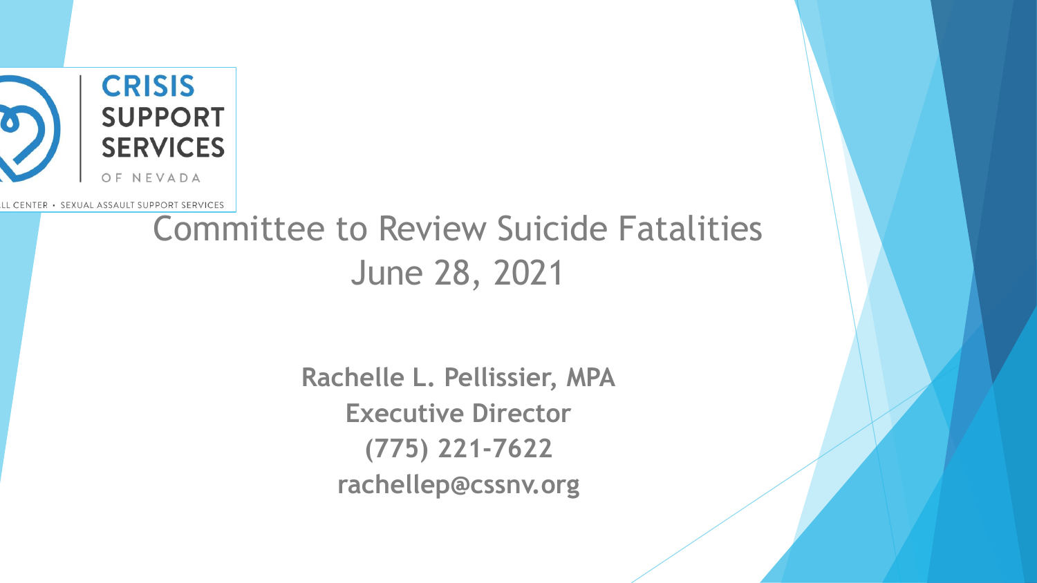**CRISIS SUPPORT SERVICES** OF NEVADA

...LL CENTER • SEXUAL ASSAULT SUPPORT SERVICES

# Committee to Review Suicide Fatalities
# June 28, 2021

**Rachelle L. Pellissier, MPA**
**Executive Director**
**(775) 221-7622**
**rachellep@cssnv.org**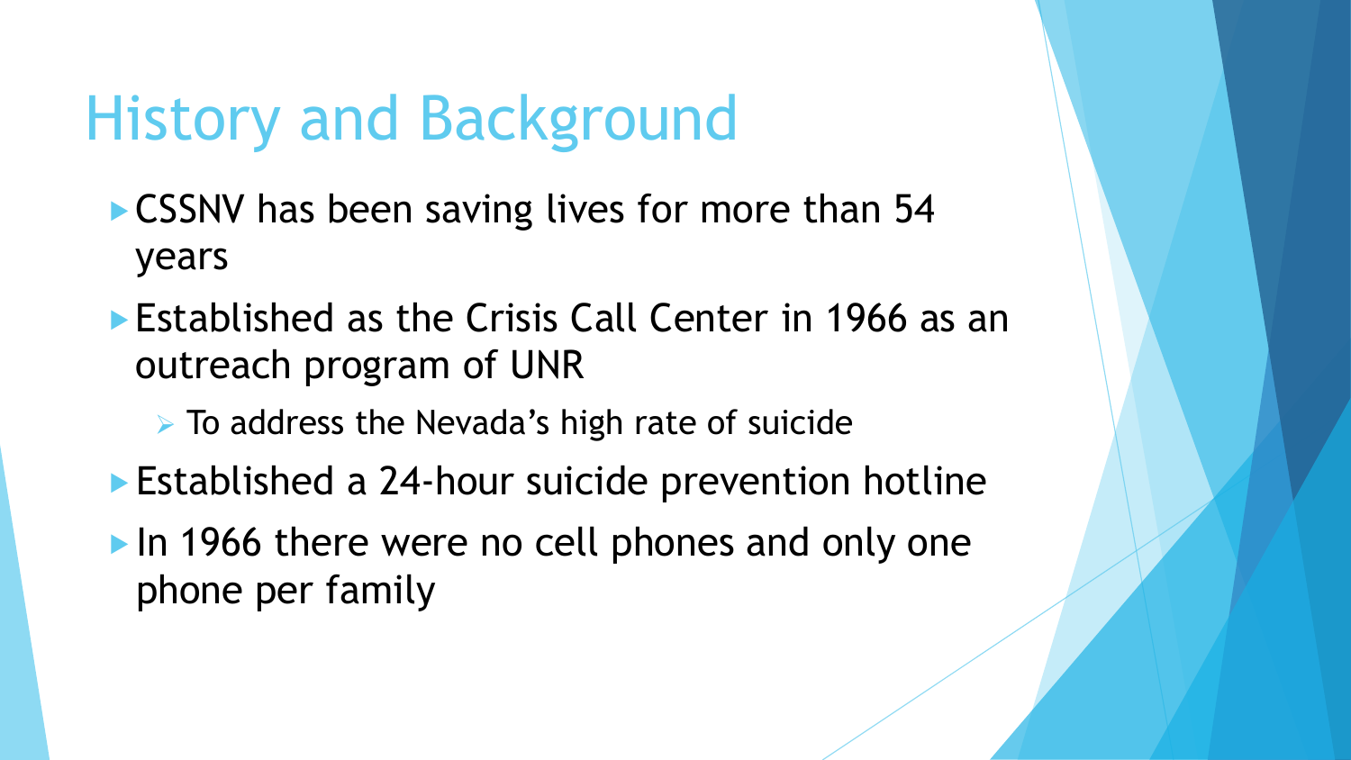# History and Background

- CSSNV has been saving lives for more than 54 years
- Established as the Crisis Call Center in 1966 as an outreach program of UNR
  - To address the Nevada's high rate of suicide
- Established a 24-hour suicide prevention hotline
- In 1966 there were no cell phones and only one phone per family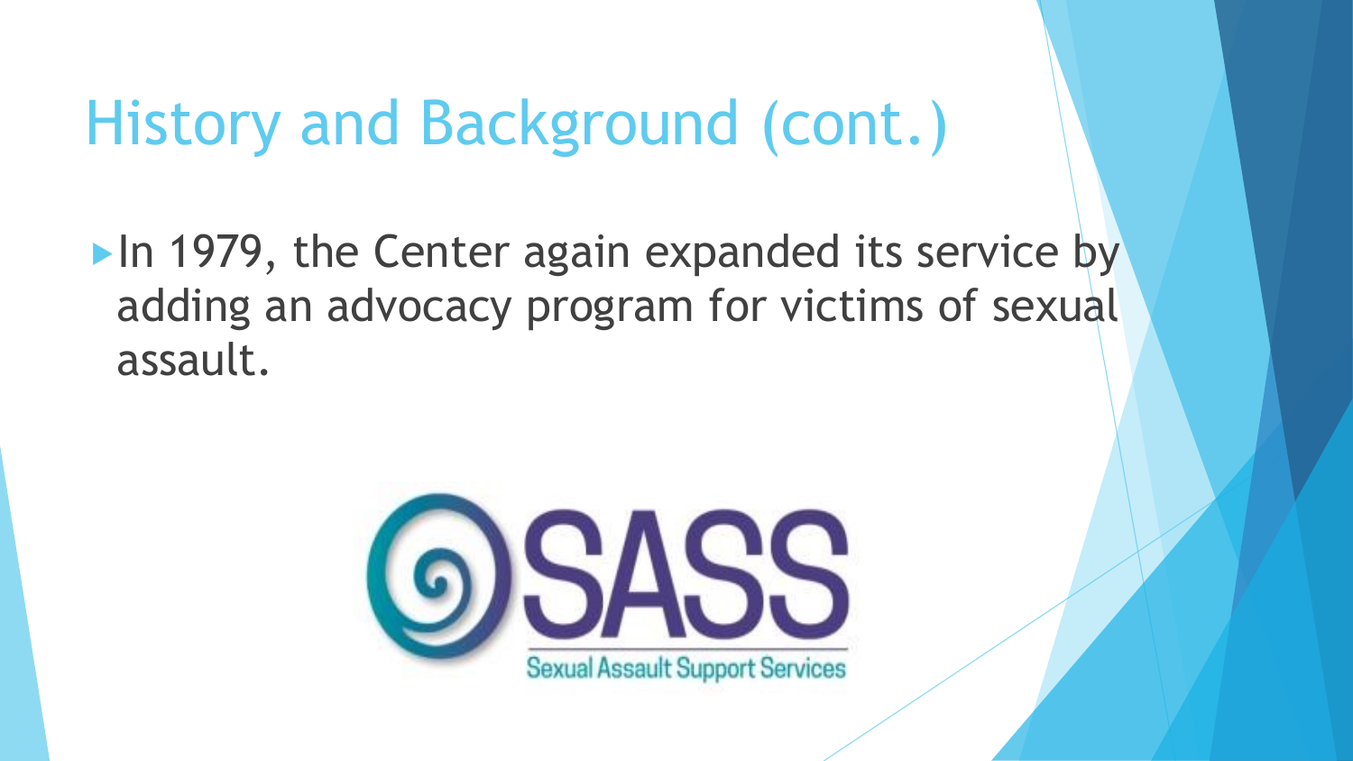# History and Background (cont.)

- In 1979, the Center again expanded its service by adding an advocacy program for victims of sexual assault.

SASS

Sexual Assault Support Services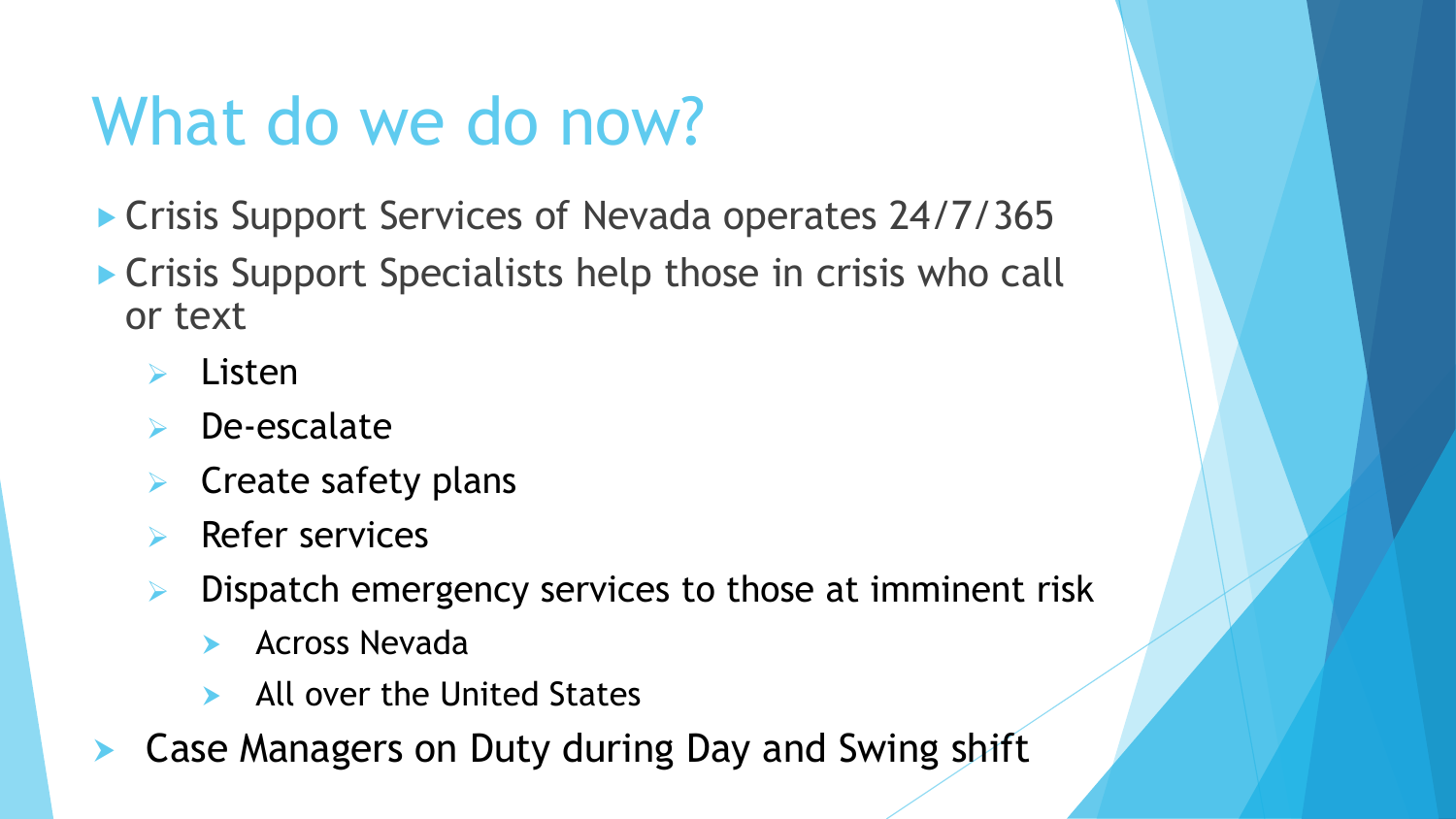# What do we do now?

- Crisis Support Services of Nevada operates 24/7/365
- Crisis Support Specialists help those in crisis who call or text
  - Listen
  - De-escalate
  - Create safety plans
  - Refer services
  - Dispatch emergency services to those at imminent risk
    - Across Nevada
    - All over the United States
- Case Managers on Duty during Day and Swing shift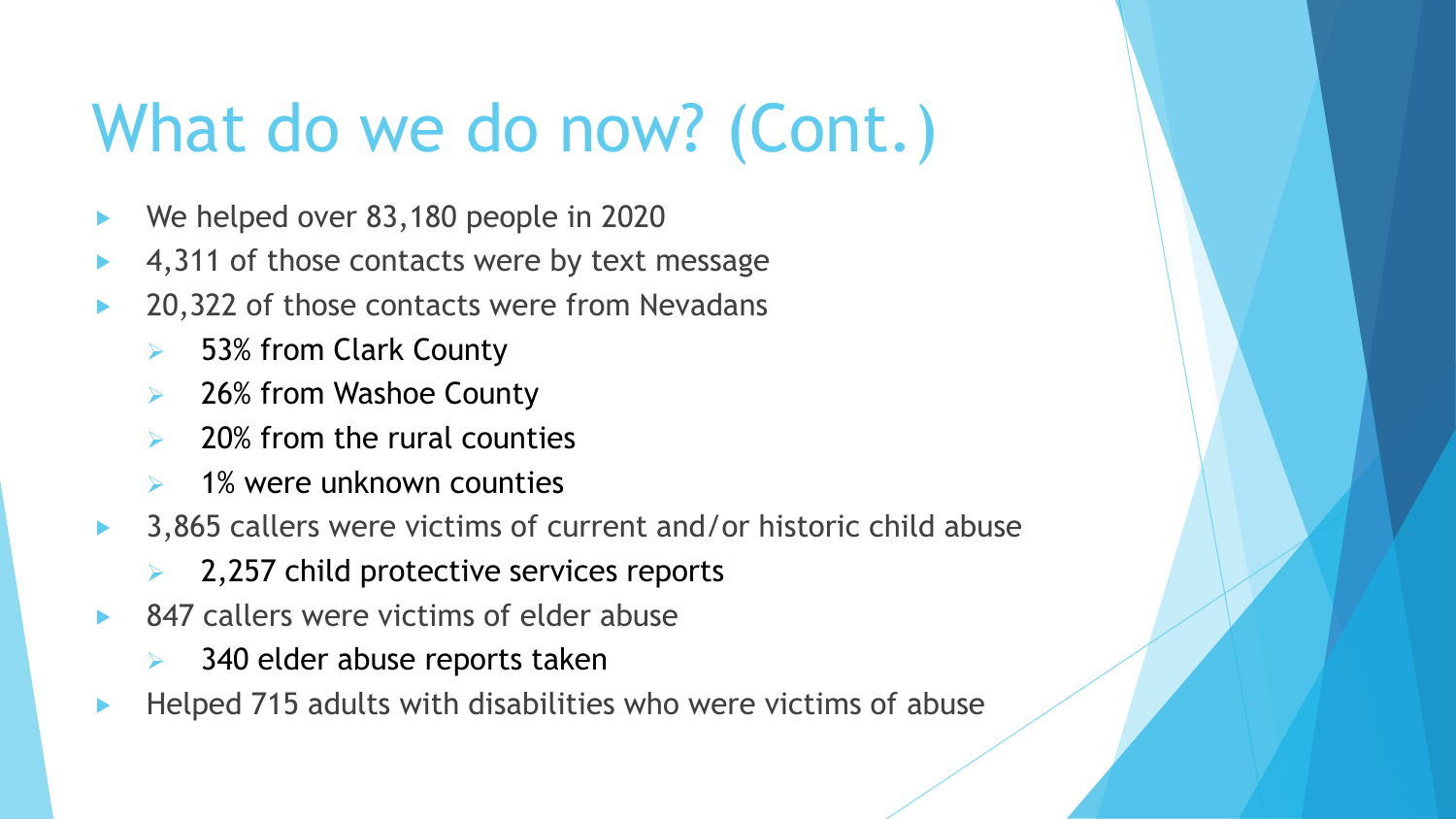# What do we do now? (Cont.)

- We helped over 83,180 people in 2020
- 4,311 of those contacts were by text message
- 20,322 of those contacts were from Nevadans
  - 53% from Clark County
  - 26% from Washoe County
  - 20% from the rural counties
  - 1% were unknown counties
- 3,865 callers were victims of current and/or historic child abuse
  - 2,257 child protective services reports
- 847 callers were victims of elder abuse
  - 340 elder abuse reports taken
- Helped 715 adults with disabilities who were victims of abuse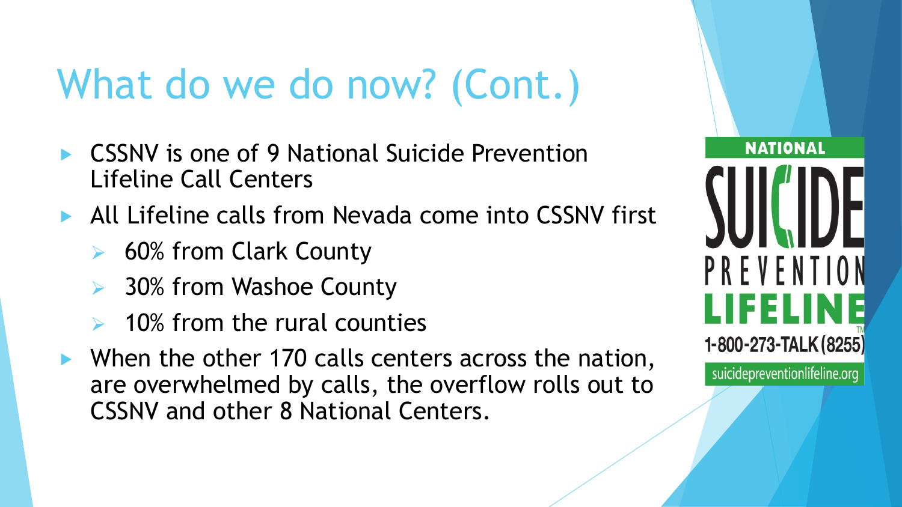# What do we do now? (Cont.)

- CSSNV is one of 9 National Suicide Prevention Lifeline Call Centers
- All Lifeline calls from Nevada come into CSSNV first
  - 60% from Clark County
  - 30% from Washoe County
  - 10% from the rural counties
- When the other 170 calls centers across the nation, are overwhelmed by calls, the overflow rolls out to CSSNV and other 8 National Centers.

NATIONAL SUICIDE PREVENTION LIFELINE

1-800-273-TALK (8255)

suicidepreventionlifeline.org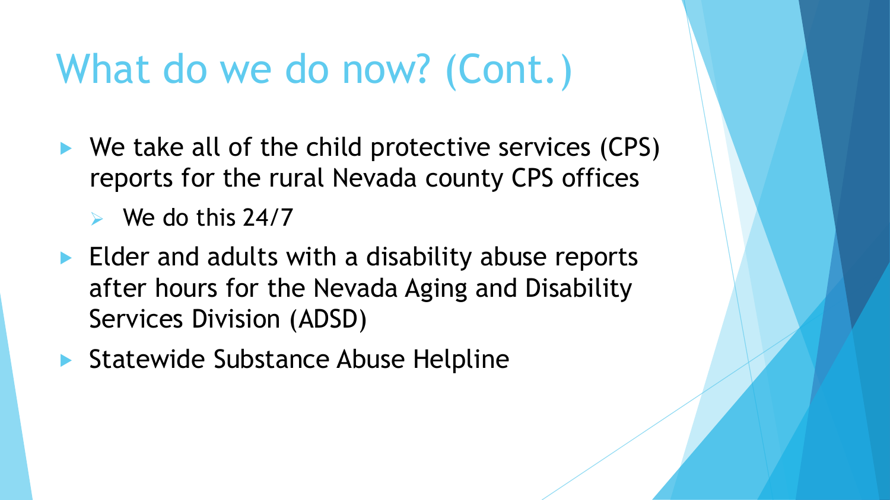# What do we do now? (Cont.)

- We take all of the child protective services (CPS) reports for the rural Nevada county CPS offices
  - We do this 24/7
- Elder and adults with a disability abuse reports after hours for the Nevada Aging and Disability Services Division (ADSD)
- Statewide Substance Abuse Helpline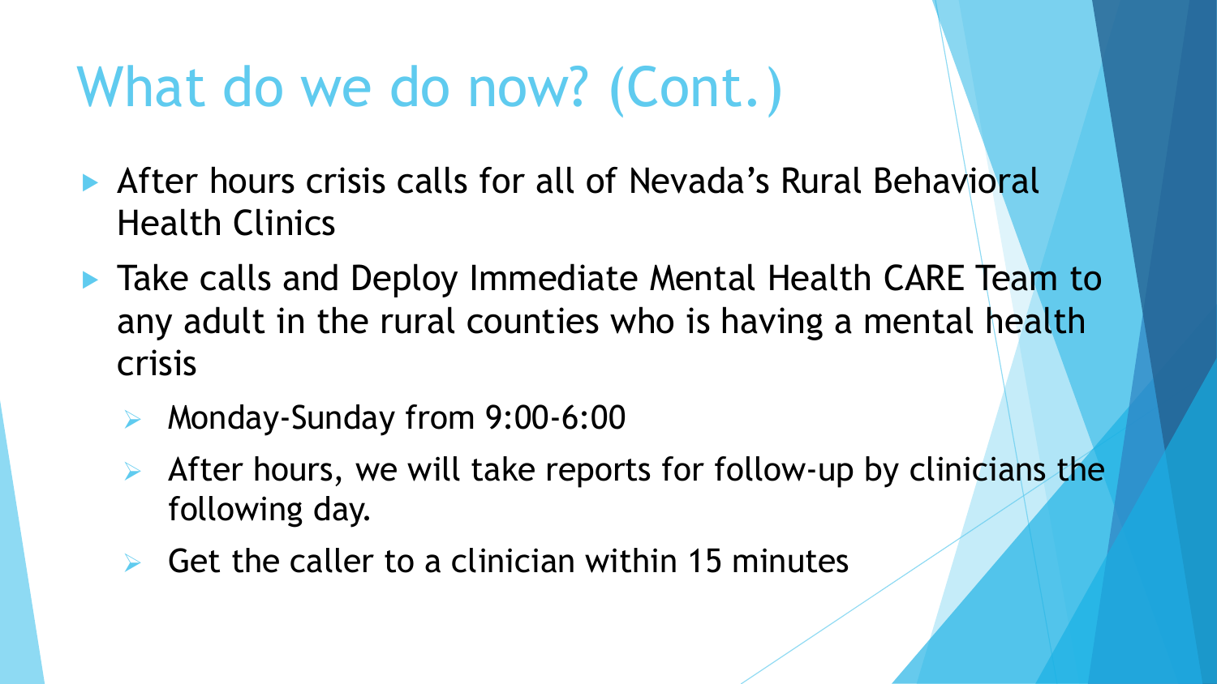# What do we do now? (Cont.)

- After hours crisis calls for all of Nevada's Rural Behavioral Health Clinics
- Take calls and Deploy Immediate Mental Health CARE Team to any adult in the rural counties who is having a mental health crisis
  - Monday-Sunday from 9:00-6:00
  - After hours, we will take reports for follow-up by clinicians the following day.
  - Get the caller to a clinician within 15 minutes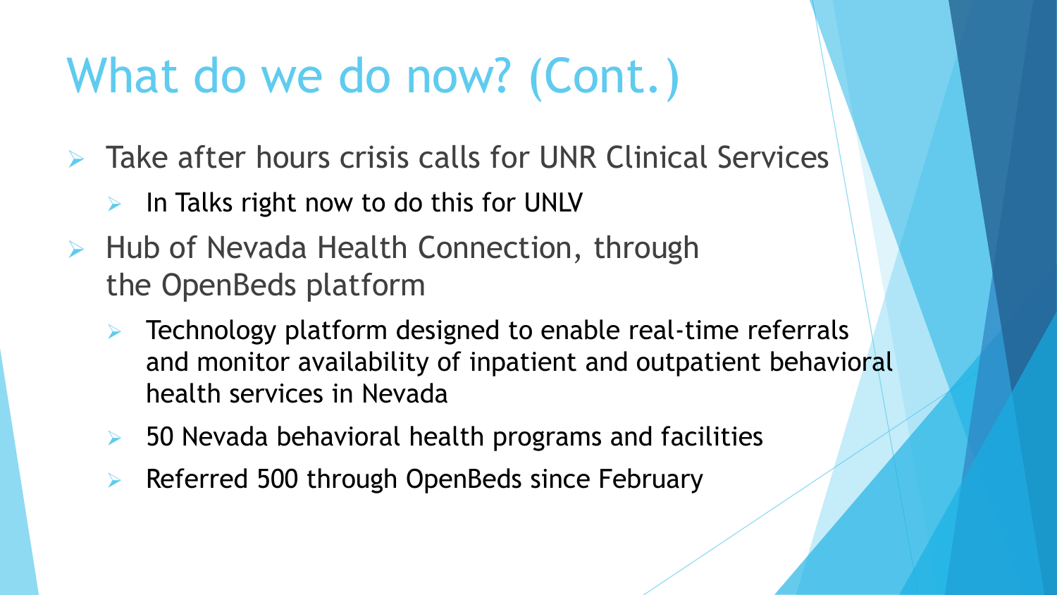# What do we do now? (Cont.)

- Take after hours crisis calls for UNR Clinical Services
  - In Talks right now to do this for UNLV
- Hub of Nevada Health Connection, through the OpenBeds platform
  - Technology platform designed to enable real-time referrals and monitor availability of inpatient and outpatient behavioral health services in Nevada
  - 50 Nevada behavioral health programs and facilities
  - Referred 500 through OpenBeds since February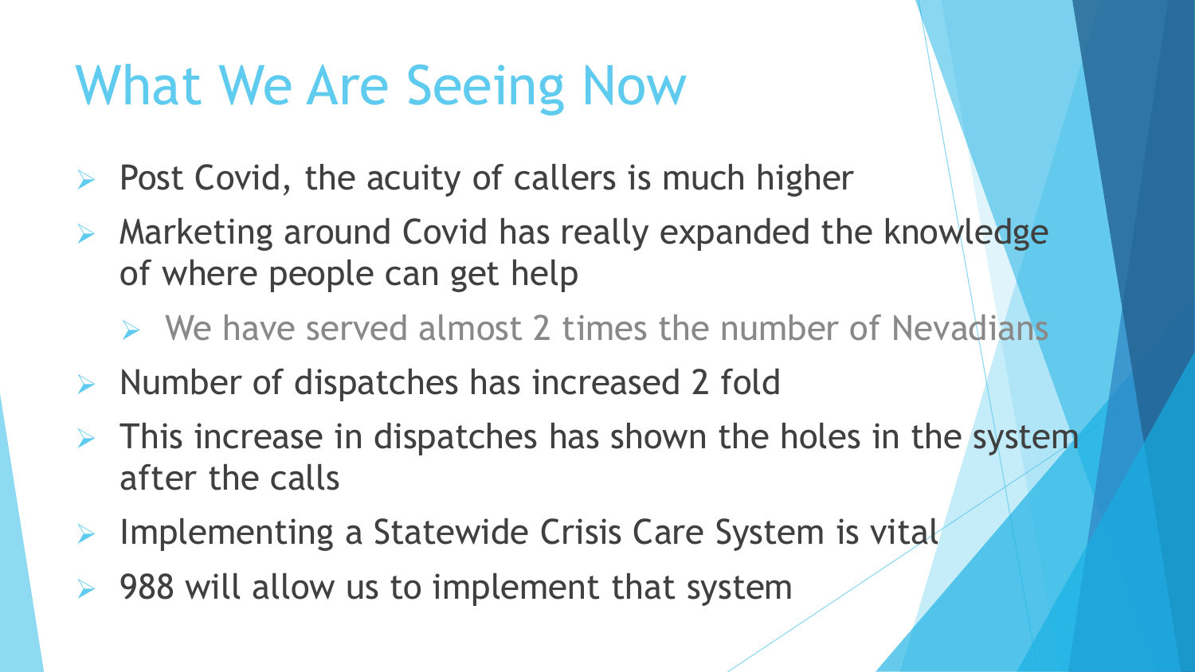# What We Are Seeing Now

- Post Covid, the acuity of callers is much higher
- Marketing around Covid has really expanded the knowledge of where people can get help
  - We have served almost 2 times the number of Nevadians
- Number of dispatches has increased 2 fold
- This increase in dispatches has shown the holes in the system after the calls
- Implementing a Statewide Crisis Care System is vital
- 988 will allow us to implement that system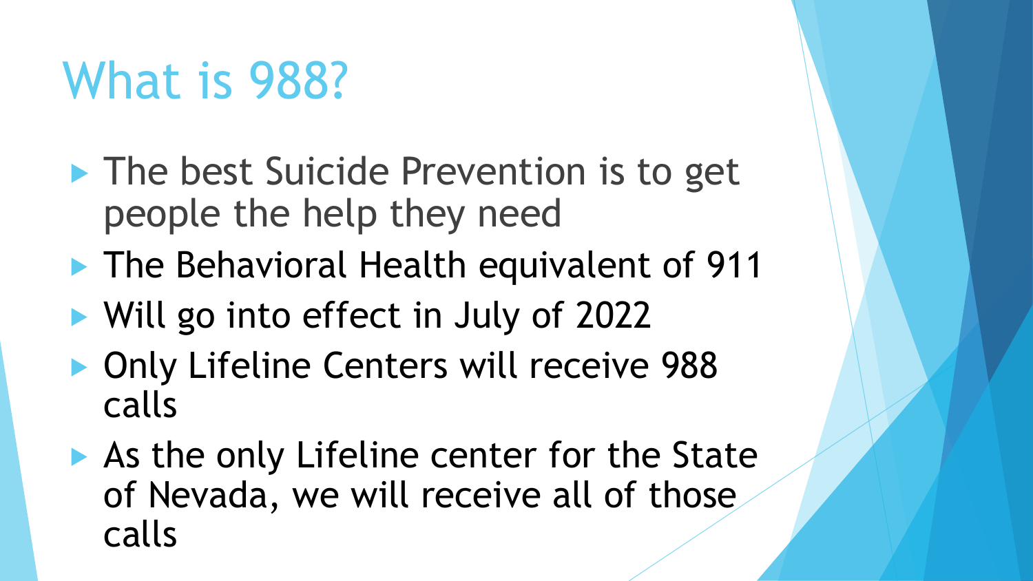# What is 988?

- The best Suicide Prevention is to get people the help they need
- The Behavioral Health equivalent of 911
- Will go into effect in July of 2022
- Only Lifeline Centers will receive 988 calls
- As the only Lifeline center for the State of Nevada, we will receive all of those calls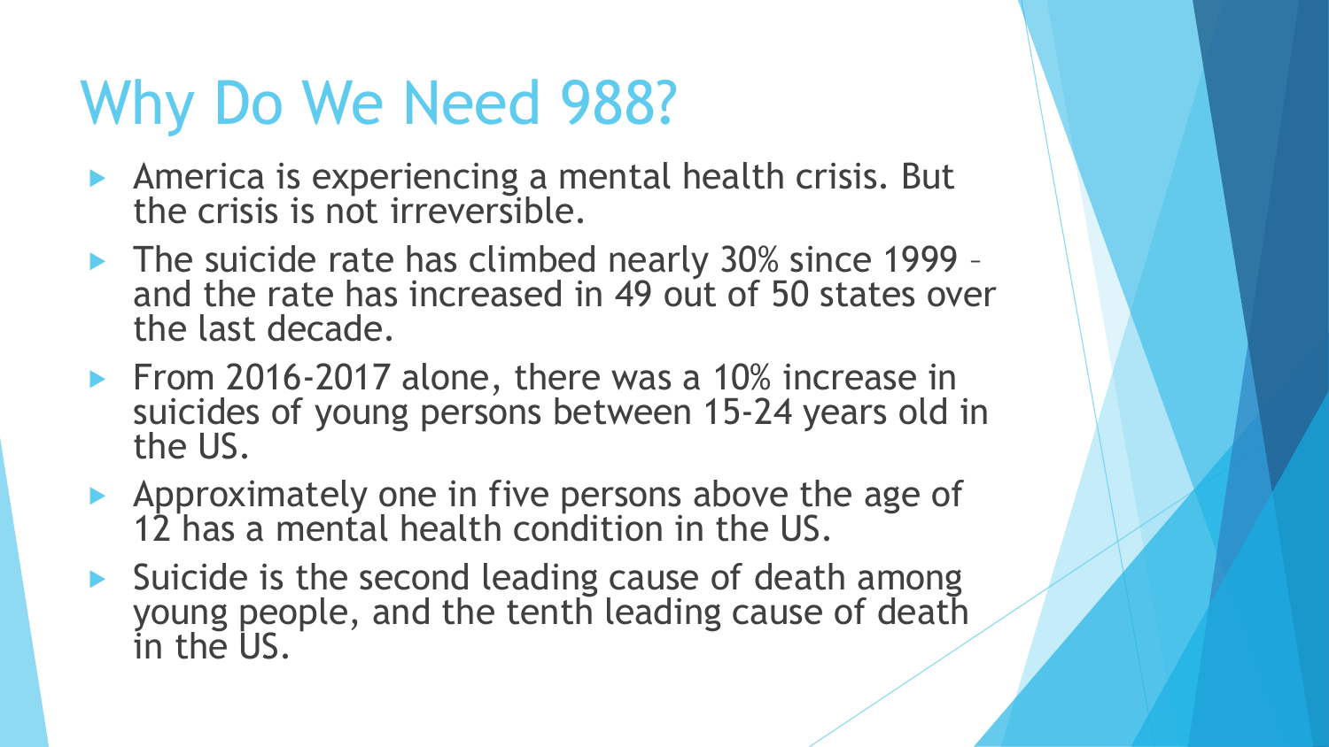# Why Do We Need 988?

- America is experiencing a mental health crisis. But the crisis is not irreversible.
- The suicide rate has climbed nearly 30% since 1999 – and the rate has increased in 49 out of 50 states over the last decade.
- From 2016-2017 alone, there was a 10% increase in suicides of young persons between 15-24 years old in the US.
- Approximately one in five persons above the age of 12 has a mental health condition in the US.
- Suicide is the second leading cause of death among young people, and the tenth leading cause of death in the US.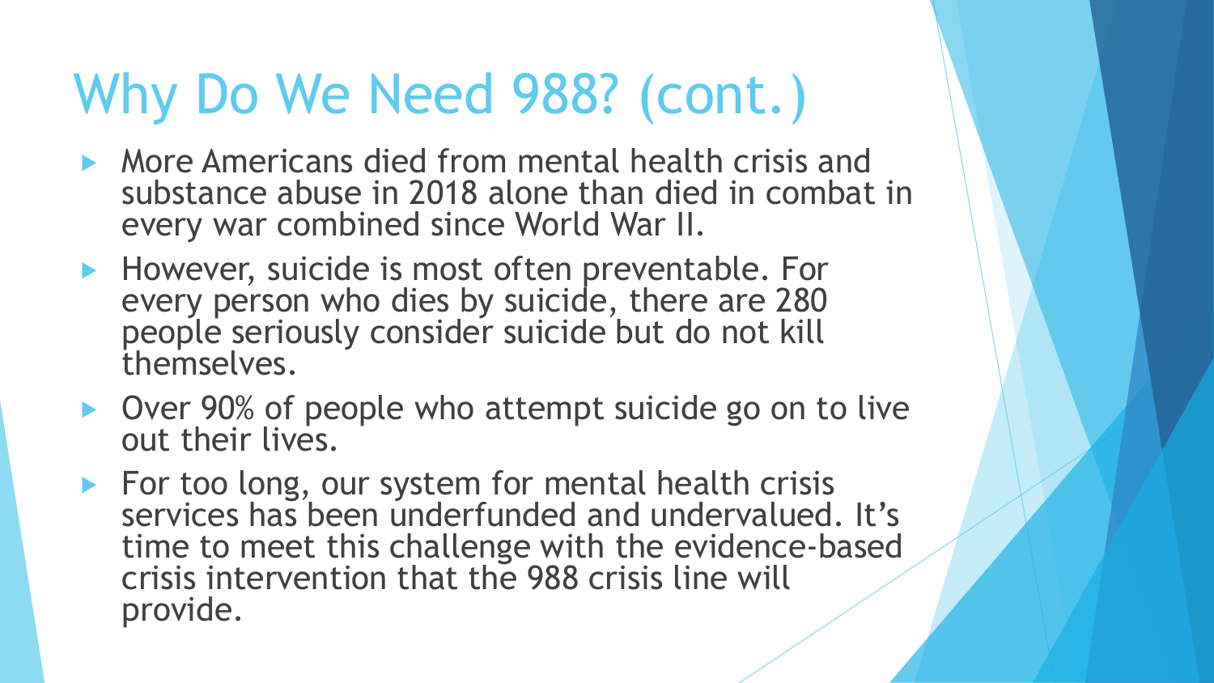# Why Do We Need 988? (cont.)

- More Americans died from mental health crisis and substance abuse in 2018 alone than died in combat in every war combined since World War II.
- However, suicide is most often preventable. For every person who dies by suicide, there are 280 people seriously consider suicide but do not kill themselves.
- Over 90% of people who attempt suicide go on to live out their lives.
- For too long, our system for mental health crisis services has been underfunded and undervalued. It's time to meet this challenge with the evidence-based crisis intervention that the 988 crisis line will provide.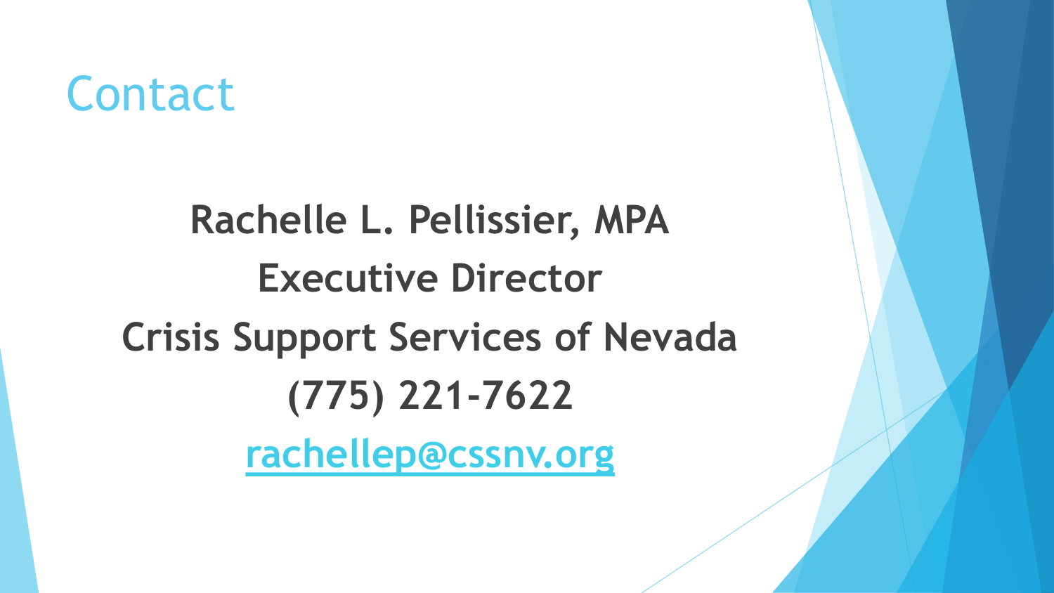# Contact

**Rachelle L. Pellissier, MPA**

**Executive Director**

**Crisis Support Services of Nevada**

**(775) 221-7622**

**rachellep@cssnv.org**